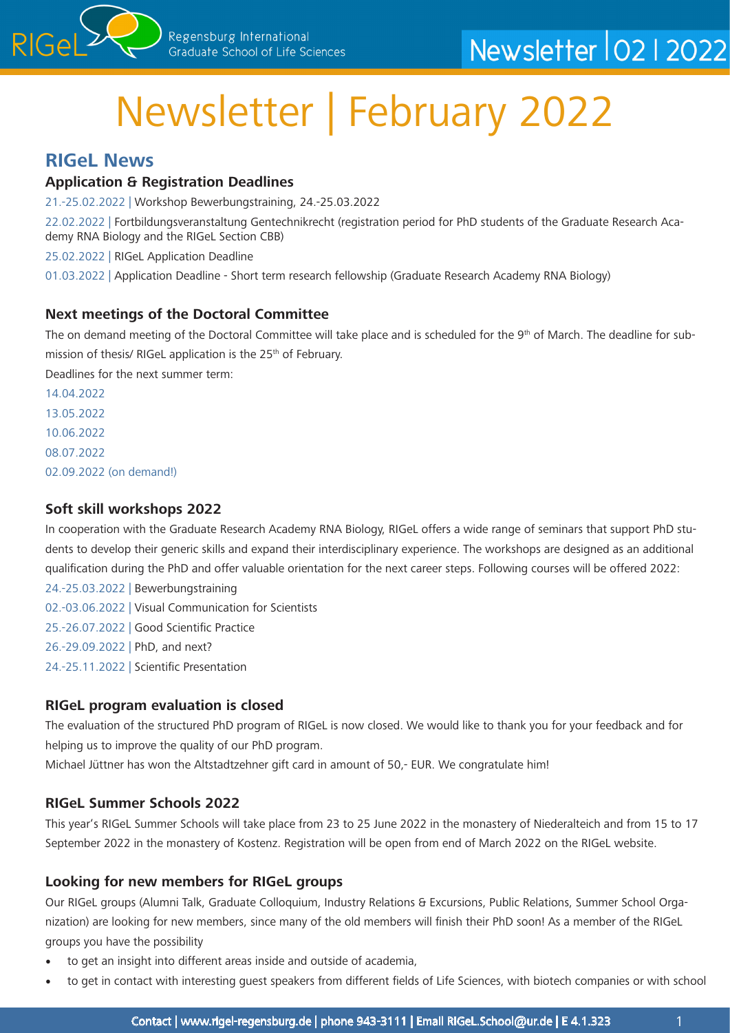# Newsletter | February 2022

## RIGeL News

### Application & Registration Deadlines

21.-25.02.2022 | Workshop Bewerbungstraining, 24.-25.03.2022

22.02.2022 | Fortbildungsveranstaltung Gentechnikrecht (registration period for PhD students of the Graduate Research Academy RNA Biology and the RIGeL Section CBB)

25.02.2022 | RIGeL Application Deadline

01.03.2022 | Application Deadline - Short term research fellowship (Graduate Research Academy RNA Biology)

### Next meetings of the Doctoral Committee

The on demand meeting of the Doctoral Committee will take place and is scheduled for the 9th of March. The deadline for submission of thesis/ RIGeL application is the 25th of February.

Deadlines for the next summer term:

14.04.2022

13.05.2022

10.06.2022

08.07.2022

02.09.2022 (on demand!)

### Soft skill workshops 2022

In cooperation with the Graduate Research Academy RNA Biology, RIGeL offers a wide range of seminars that support PhD students to develop their generic skills and expand their interdisciplinary experience. The workshops are designed as an additional qualification during the PhD and offer valuable orientation for the next career steps. Following courses will be offered 2022:

24.-25.03.2022 | Bewerbungstraining

02.-03.06.2022 | Visual Communication for Scientists

25.-26.07.2022 | Good Scientific Practice

26.-29.09.2022 | PhD, and next?

24.-25.11.2022 | Scientific Presentation

### RIGeL program evaluation is closed

The evaluation of the structured PhD program of RIGeL is now closed. We would like to thank you for your feedback and for helping us to improve the quality of our PhD program.

Michael Jüttner has won the Altstadtzehner gift card in amount of 50,- EUR. We congratulate him!

### RIGeL Summer Schools 2022

This year's RIGeL Summer Schools will take place from 23 to 25 June 2022 in the monastery of Niederalteich and from 15 to 17 September 2022 in the monastery of Kostenz. Registration will be open from end of March 2022 on the RIGeL website.

### Looking for new members for RIGeL groups

Our RIGeL groups (Alumni Talk, Graduate Colloquium, Industry Relations & Excursions, Public Relations, Summer School Organization) are looking for new members, since many of the old members will finish their PhD soon! As a member of the RIGeL groups you have the possibility

- to get an insight into different areas inside and outside of academia,
- to get in contact with interesting guest speakers from different fields of Life Sciences, with biotech companies or with school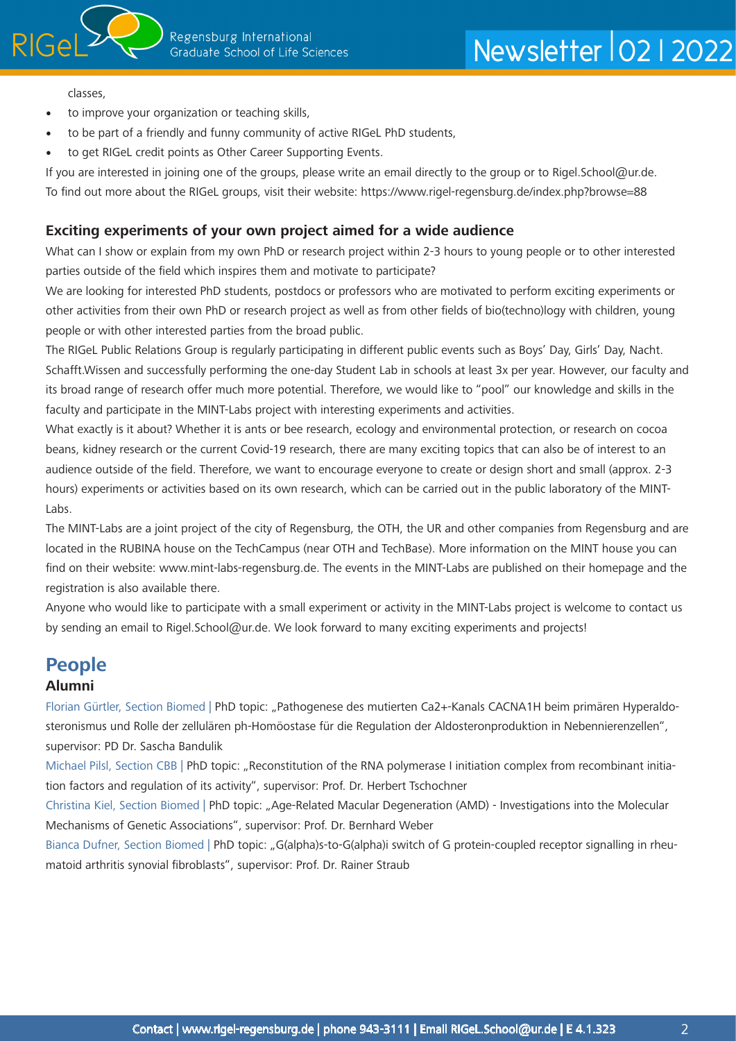classes,

- to improve your organization or teaching skills,
- to be part of a friendly and funny community of active RIGeL PhD students,
- to get RIGeL credit points as Other Career Supporting Events.

If you are interested in joining one of the groups, please write an email directly to the group or to Rigel.School@ur.de. To find out more about the RIGeL groups, visit their website: https://www.rigel-regensburg.de/index.php?browse=88

### Exciting experiments of your own project aimed for a wide audience

What can I show or explain from my own PhD or research project within 2-3 hours to young people or to other interested parties outside of the field which inspires them and motivate to participate?

We are looking for interested PhD students, postdocs or professors who are motivated to perform exciting experiments or other activities from their own PhD or research project as well as from other fields of bio(techno)logy with children, young people or with other interested parties from the broad public.

The RIGeL Public Relations Group is regularly participating in different public events such as Boys' Day, Girls' Day, Nacht. Schafft.Wissen and successfully performing the one-day Student Lab in schools at least 3x per year. However, our faculty and its broad range of research offer much more potential. Therefore, we would like to "pool" our knowledge and skills in the faculty and participate in the MINT-Labs project with interesting experiments and activities.

What exactly is it about? Whether it is ants or bee research, ecology and environmental protection, or research on cocoa beans, kidney research or the current Covid-19 research, there are many exciting topics that can also be of interest to an audience outside of the field. Therefore, we want to encourage everyone to create or design short and small (approx. 2-3 hours) experiments or activities based on its own research, which can be carried out in the public laboratory of the MINT-Labs.

The MINT-Labs are a joint project of the city of Regensburg, the OTH, the UR and other companies from Regensburg and are located in the RUBINA house on the TechCampus (near OTH and TechBase). More information on the MINT house you can find on their website: www.mint-labs-regensburg.de. The events in the MINT-Labs are published on their homepage and the registration is also available there.

Anyone who would like to participate with a small experiment or activity in the MINT-Labs project is welcome to contact us by sending an email to Rigel.School@ur.de. We look forward to many exciting experiments and projects!

## People

### Alumni

Florian Gürtler, Section Biomed | PhD topic: „Pathogenese des mutierten Ca2+-Kanals CACNA1H beim primären Hyperaldosteronismus und Rolle der zellulären ph-Homöostase für die Regulation der Aldosteronproduktion in Nebennierenzellen", supervisor: PD Dr. Sascha Bandulik

Michael Pilsl, Section CBB | PhD topic: „Reconstitution of the RNA polymerase I initiation complex from recombinant initiation factors and regulation of its activity", supervisor: Prof. Dr. Herbert Tschochner

Christina Kiel, Section Biomed | PhD topic: „Age-Related Macular Degeneration (AMD) - Investigations into the Molecular Mechanisms of Genetic Associations", supervisor: Prof. Dr. Bernhard Weber

Bianca Dufner, Section Biomed | PhD topic: „G(alpha)s-to-G(alpha)i switch of G protein-coupled receptor signalling in rheumatoid arthritis synovial fibroblasts", supervisor: Prof. Dr. Rainer Straub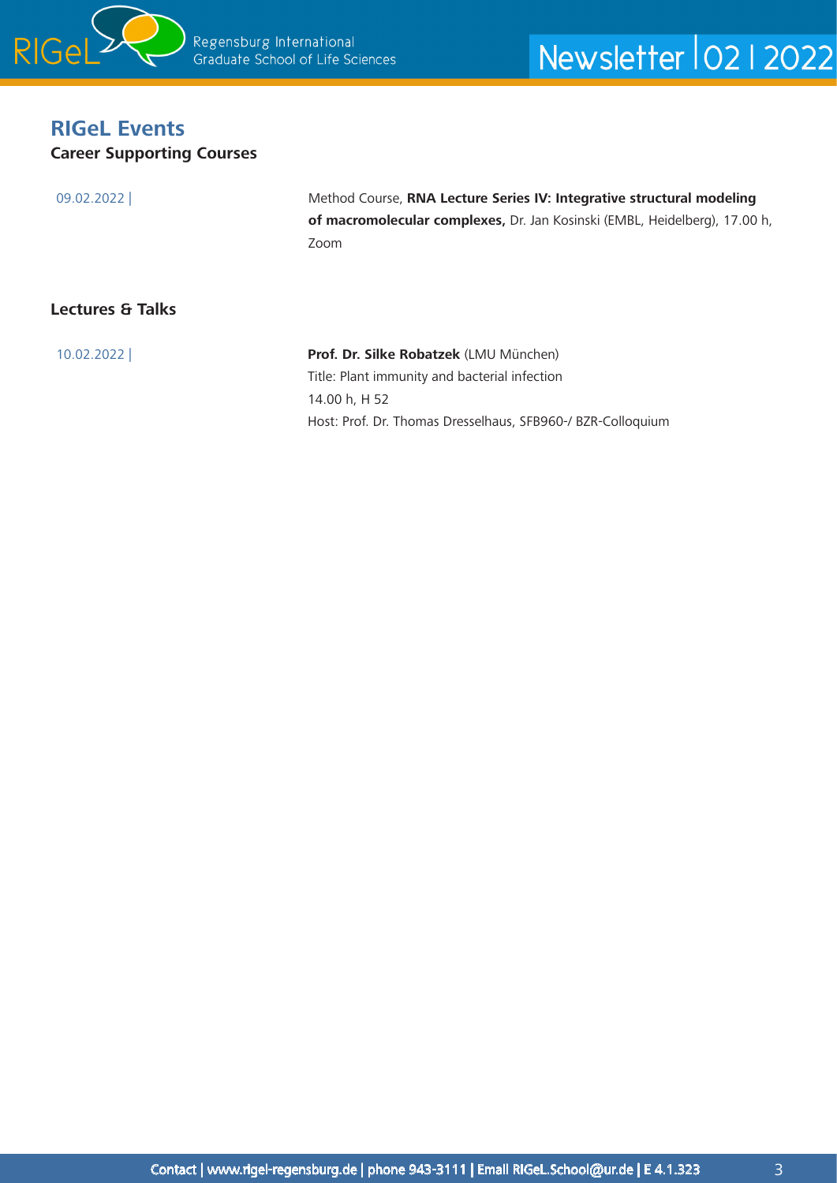## RIGeL Events

### Career Supporting Courses

| | |
|---|---|
| 09.02.2022 \| | Method Course, **RNA Lecture Series IV: Integrative structural modeling of macromolecular complexes,** Dr. Jan Kosinski (EMBL, Heidelberg), 17.00 h, Zoom |

### Lectures & Talks

| | |
|---|---|
| 10.02.2022 \| | **Prof. Dr. Silke Robatzek** (LMU München)<br>Title: Plant immunity and bacterial infection<br>14.00 h, H 52<br>Host: Prof. Dr. Thomas Dresselhaus, SFB960-/ BZR-Colloquium |